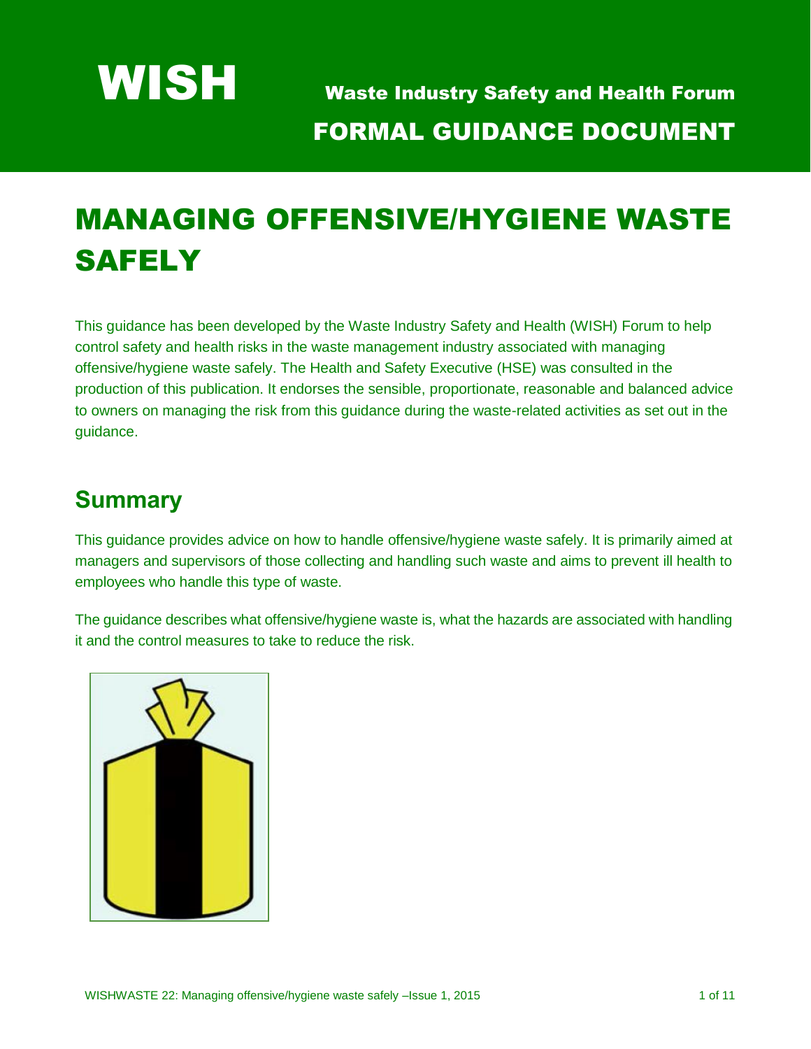# WISH

**Waste Industry Safety and Health Forum**

**FORMAL GUIDANCE DOCUMENT**

# MANAGING OFFENSIVE/HYGIENE WASTE SAFELY

This guidance has been developed by the Waste Industry Safety and Health (WISH) Forum to help control safety and health risks in the waste management industry associated with managing offensive/hygiene waste safely. The Health and Safety Executive (HSE) was consulted in the production of this publication. It endorses the sensible, proportionate, reasonable and balanced advice to owners on managing the risk from this guidance during the waste-related activities as set out in the guidance.

## Summary

This guidance provides advice on how to handle offensive/hygiene waste safely. It is primarily aimed at managers and supervisors of those collecting and handling such waste and aims to prevent ill health to employees who handle this type of waste.

The guidance describes what offensive/hygiene waste is, what the hazards are associated with handling it and the control measures to take to reduce the risk.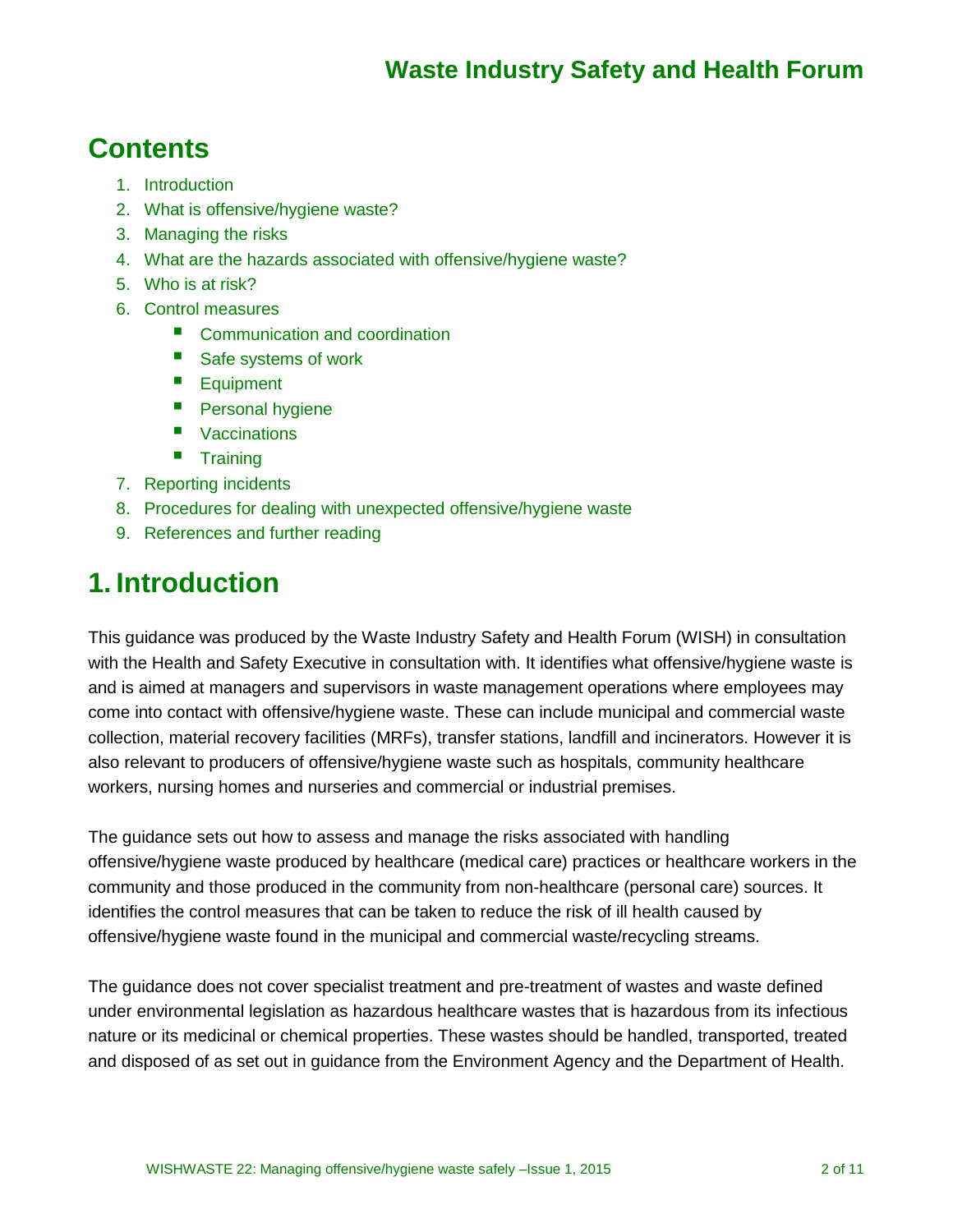## Contents

1. Introduction
2. What is offensive/hygiene waste?
3. Managing the risks
4. What are the hazards associated with offensive/hygiene waste?
5. Who is at risk?
6. Control measures
   - Communication and coordination
   - Safe systems of work
   - Equipment
   - Personal hygiene
   - Vaccinations
   - Training
7. Reporting incidents
8. Procedures for dealing with unexpected offensive/hygiene waste
9. References and further reading

# 1. Introduction

This guidance was produced by the Waste Industry Safety and Health Forum (WISH) in consultation with the Health and Safety Executive in consultation with. It identifies what offensive/hygiene waste is and is aimed at managers and supervisors in waste management operations where employees may come into contact with offensive/hygiene waste. These can include municipal and commercial waste collection, material recovery facilities (MRFs), transfer stations, landfill and incinerators. However it is also relevant to producers of offensive/hygiene waste such as hospitals, community healthcare workers, nursing homes and nurseries and commercial or industrial premises.

The guidance sets out how to assess and manage the risks associated with handling offensive/hygiene waste produced by healthcare (medical care) practices or healthcare workers in the community and those produced in the community from non-healthcare (personal care) sources. It identifies the control measures that can be taken to reduce the risk of ill health caused by offensive/hygiene waste found in the municipal and commercial waste/recycling streams.

The guidance does not cover specialist treatment and pre-treatment of wastes and waste defined under environmental legislation as hazardous healthcare wastes that is hazardous from its infectious nature or its medicinal or chemical properties. These wastes should be handled, transported, treated and disposed of as set out in guidance from the Environment Agency and the Department of Health.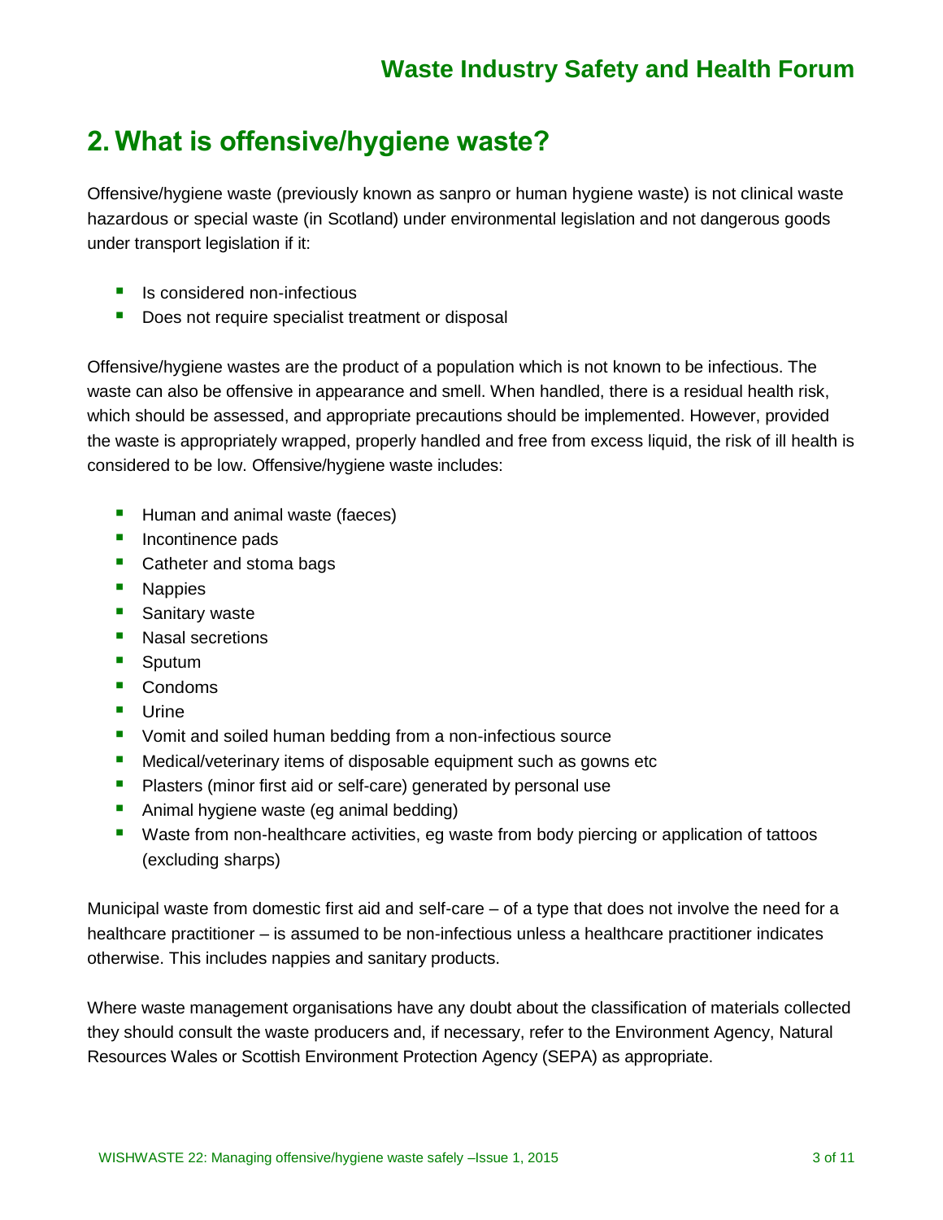## 2. What is offensive/hygiene waste?

Offensive/hygiene waste (previously known as sanpro or human hygiene waste) is not clinical waste hazardous or special waste (in Scotland) under environmental legislation and not dangerous goods under transport legislation if it:

- Is considered non-infectious
- Does not require specialist treatment or disposal

Offensive/hygiene wastes are the product of a population which is not known to be infectious. The waste can also be offensive in appearance and smell. When handled, there is a residual health risk, which should be assessed, and appropriate precautions should be implemented. However, provided the waste is appropriately wrapped, properly handled and free from excess liquid, the risk of ill health is considered to be low. Offensive/hygiene waste includes:

- Human and animal waste (faeces)
- Incontinence pads
- Catheter and stoma bags
- Nappies
- Sanitary waste
- Nasal secretions
- Sputum
- Condoms
- Urine
- Vomit and soiled human bedding from a non-infectious source
- Medical/veterinary items of disposable equipment such as gowns etc
- Plasters (minor first aid or self-care) generated by personal use
- Animal hygiene waste (eg animal bedding)
- Waste from non-healthcare activities, eg waste from body piercing or application of tattoos (excluding sharps)

Municipal waste from domestic first aid and self-care – of a type that does not involve the need for a healthcare practitioner – is assumed to be non-infectious unless a healthcare practitioner indicates otherwise. This includes nappies and sanitary products.

Where waste management organisations have any doubt about the classification of materials collected they should consult the waste producers and, if necessary, refer to the Environment Agency, Natural Resources Wales or Scottish Environment Protection Agency (SEPA) as appropriate.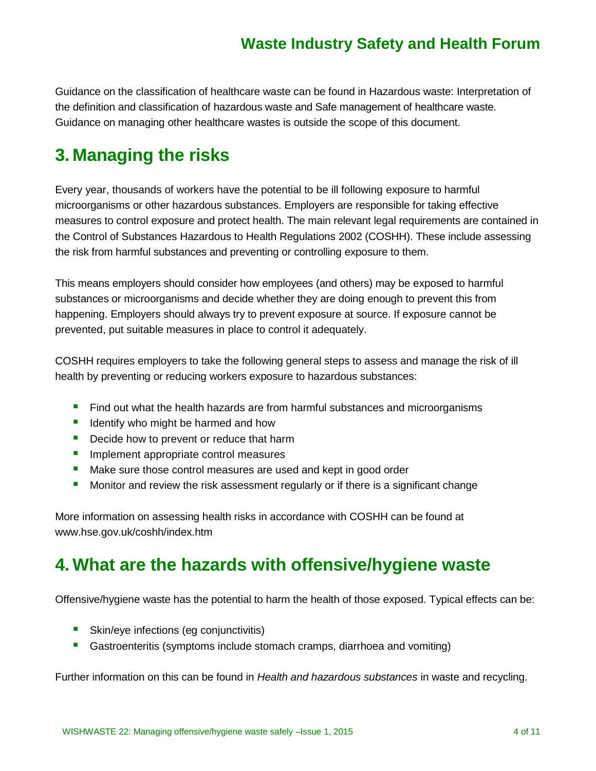Guidance on the classification of healthcare waste can be found in Hazardous waste: Interpretation of the definition and classification of hazardous waste and Safe management of healthcare waste. Guidance on managing other healthcare wastes is outside the scope of this document.

# 3. Managing the risks

Every year, thousands of workers have the potential to be ill following exposure to harmful microorganisms or other hazardous substances. Employers are responsible for taking effective measures to control exposure and protect health. The main relevant legal requirements are contained in the Control of Substances Hazardous to Health Regulations 2002 (COSHH). These include assessing the risk from harmful substances and preventing or controlling exposure to them.

This means employers should consider how employees (and others) may be exposed to harmful substances or microorganisms and decide whether they are doing enough to prevent this from happening. Employers should always try to prevent exposure at source. If exposure cannot be prevented, put suitable measures in place to control it adequately.

COSHH requires employers to take the following general steps to assess and manage the risk of ill health by preventing or reducing workers exposure to hazardous substances:

- Find out what the health hazards are from harmful substances and microorganisms
- Identify who might be harmed and how
- Decide how to prevent or reduce that harm
- Implement appropriate control measures
- Make sure those control measures are used and kept in good order
- Monitor and review the risk assessment regularly or if there is a significant change

More information on assessing health risks in accordance with COSHH can be found at www.hse.gov.uk/coshh/index.htm

# 4. What are the hazards with offensive/hygiene waste

Offensive/hygiene waste has the potential to harm the health of those exposed. Typical effects can be:

- Skin/eye infections (eg conjunctivitis)
- Gastroenteritis (symptoms include stomach cramps, diarrhoea and vomiting)

Further information on this can be found in *Health and hazardous substances* in waste and recycling.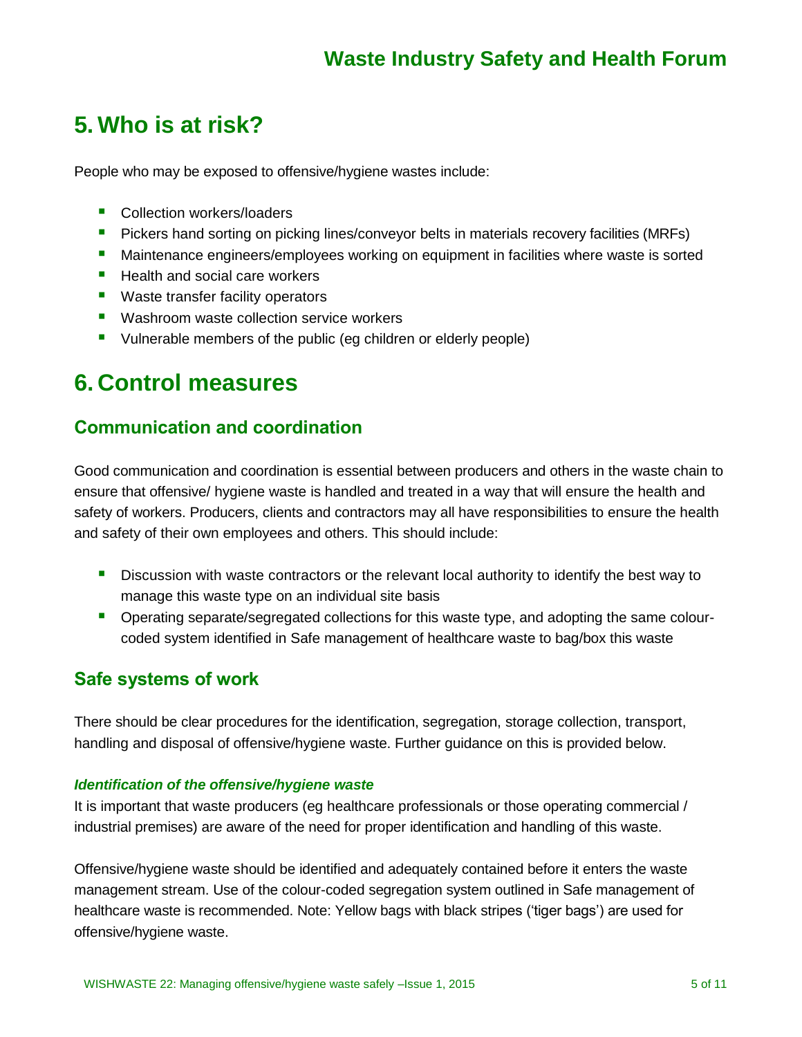# 5. Who is at risk?

People who may be exposed to offensive/hygiene wastes include:

- Collection workers/loaders
- Pickers hand sorting on picking lines/conveyor belts in materials recovery facilities (MRFs)
- Maintenance engineers/employees working on equipment in facilities where waste is sorted
- Health and social care workers
- Waste transfer facility operators
- Washroom waste collection service workers
- Vulnerable members of the public (eg children or elderly people)

# 6. Control measures

## Communication and coordination

Good communication and coordination is essential between producers and others in the waste chain to ensure that offensive/ hygiene waste is handled and treated in a way that will ensure the health and safety of workers. Producers, clients and contractors may all have responsibilities to ensure the health and safety of their own employees and others. This should include:

- Discussion with waste contractors or the relevant local authority to identify the best way to manage this waste type on an individual site basis
- Operating separate/segregated collections for this waste type, and adopting the same colour-coded system identified in Safe management of healthcare waste to bag/box this waste

## Safe systems of work

There should be clear procedures for the identification, segregation, storage collection, transport, handling and disposal of offensive/hygiene waste. Further guidance on this is provided below.

### *Identification of the offensive/hygiene waste*

It is important that waste producers (eg healthcare professionals or those operating commercial / industrial premises) are aware of the need for proper identification and handling of this waste.

Offensive/hygiene waste should be identified and adequately contained before it enters the waste management stream. Use of the colour-coded segregation system outlined in Safe management of healthcare waste is recommended. Note: Yellow bags with black stripes ('tiger bags') are used for offensive/hygiene waste.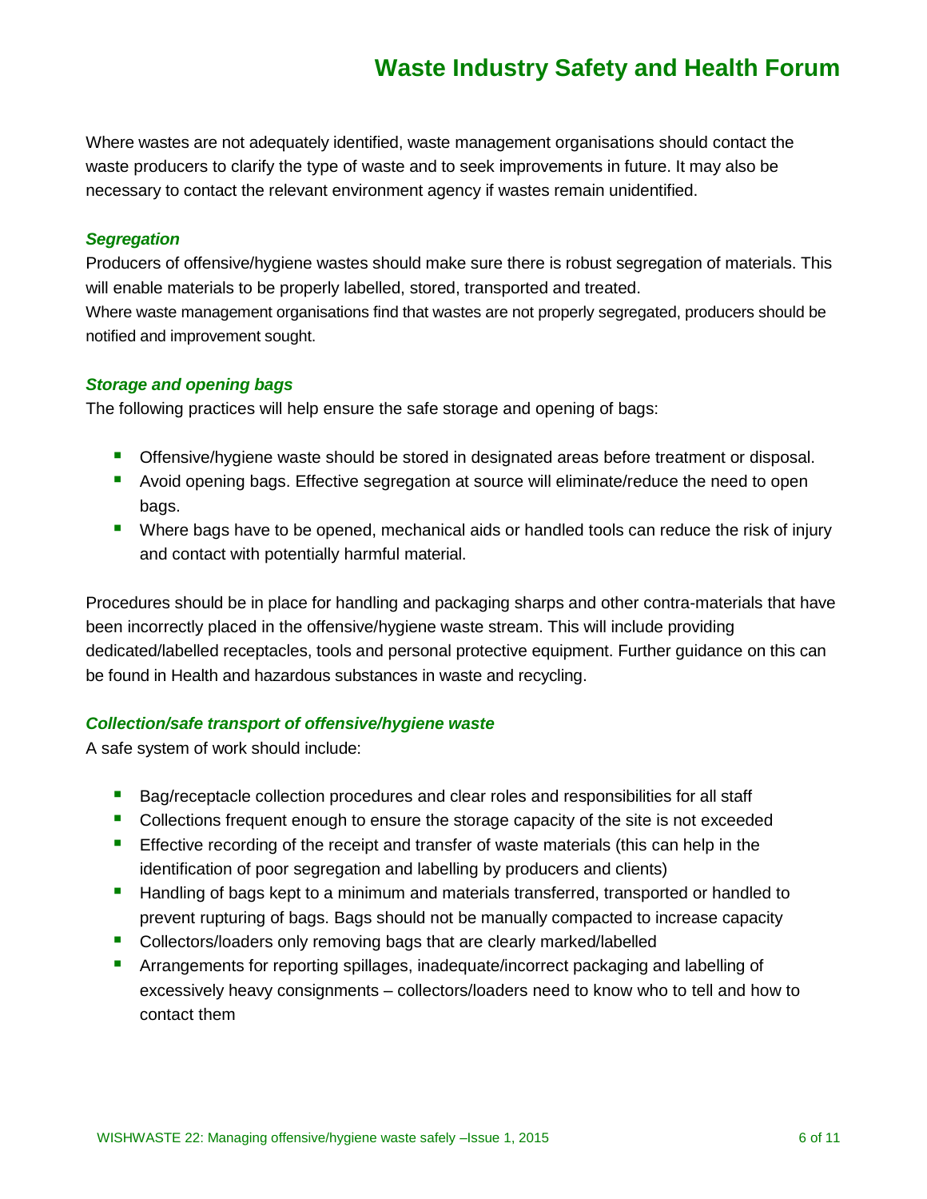Where wastes are not adequately identified, waste management organisations should contact the waste producers to clarify the type of waste and to seek improvements in future. It may also be necessary to contact the relevant environment agency if wastes remain unidentified.

### *Segregation*

Producers of offensive/hygiene wastes should make sure there is robust segregation of materials. This will enable materials to be properly labelled, stored, transported and treated.
Where waste management organisations find that wastes are not properly segregated, producers should be notified and improvement sought.

### *Storage and opening bags*

The following practices will help ensure the safe storage and opening of bags:

- Offensive/hygiene waste should be stored in designated areas before treatment or disposal.
- Avoid opening bags. Effective segregation at source will eliminate/reduce the need to open bags.
- Where bags have to be opened, mechanical aids or handled tools can reduce the risk of injury and contact with potentially harmful material.

Procedures should be in place for handling and packaging sharps and other contra-materials that have been incorrectly placed in the offensive/hygiene waste stream. This will include providing dedicated/labelled receptacles, tools and personal protective equipment. Further guidance on this can be found in Health and hazardous substances in waste and recycling.

### *Collection/safe transport of offensive/hygiene waste*

A safe system of work should include:

- Bag/receptacle collection procedures and clear roles and responsibilities for all staff
- Collections frequent enough to ensure the storage capacity of the site is not exceeded
- Effective recording of the receipt and transfer of waste materials (this can help in the identification of poor segregation and labelling by producers and clients)
- Handling of bags kept to a minimum and materials transferred, transported or handled to prevent rupturing of bags. Bags should not be manually compacted to increase capacity
- Collectors/loaders only removing bags that are clearly marked/labelled
- Arrangements for reporting spillages, inadequate/incorrect packaging and labelling of excessively heavy consignments – collectors/loaders need to know who to tell and how to contact them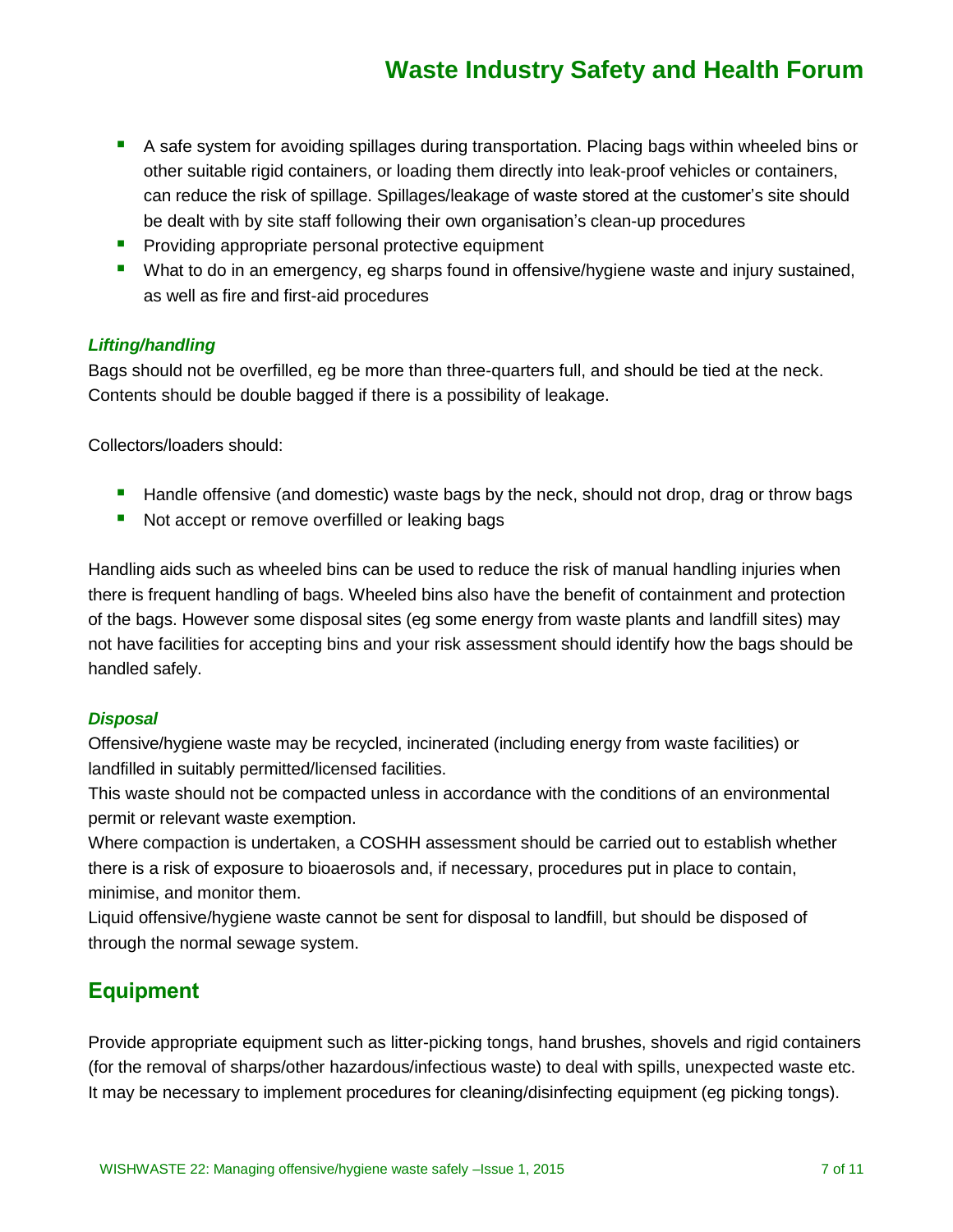- A safe system for avoiding spillages during transportation. Placing bags within wheeled bins or other suitable rigid containers, or loading them directly into leak-proof vehicles or containers, can reduce the risk of spillage. Spillages/leakage of waste stored at the customer's site should be dealt with by site staff following their own organisation's clean-up procedures
- Providing appropriate personal protective equipment
- What to do in an emergency, eg sharps found in offensive/hygiene waste and injury sustained, as well as fire and first-aid procedures

### *Lifting/handling*

Bags should not be overfilled, eg be more than three-quarters full, and should be tied at the neck. Contents should be double bagged if there is a possibility of leakage.

Collectors/loaders should:

- Handle offensive (and domestic) waste bags by the neck, should not drop, drag or throw bags
- Not accept or remove overfilled or leaking bags

Handling aids such as wheeled bins can be used to reduce the risk of manual handling injuries when there is frequent handling of bags. Wheeled bins also have the benefit of containment and protection of the bags. However some disposal sites (eg some energy from waste plants and landfill sites) may not have facilities for accepting bins and your risk assessment should identify how the bags should be handled safely.

### *Disposal*

Offensive/hygiene waste may be recycled, incinerated (including energy from waste facilities) or landfilled in suitably permitted/licensed facilities.

This waste should not be compacted unless in accordance with the conditions of an environmental permit or relevant waste exemption.

Where compaction is undertaken, a COSHH assessment should be carried out to establish whether there is a risk of exposure to bioaerosols and, if necessary, procedures put in place to contain, minimise, and monitor them.

Liquid offensive/hygiene waste cannot be sent for disposal to landfill, but should be disposed of through the normal sewage system.

## Equipment

Provide appropriate equipment such as litter-picking tongs, hand brushes, shovels and rigid containers (for the removal of sharps/other hazardous/infectious waste) to deal with spills, unexpected waste etc. It may be necessary to implement procedures for cleaning/disinfecting equipment (eg picking tongs).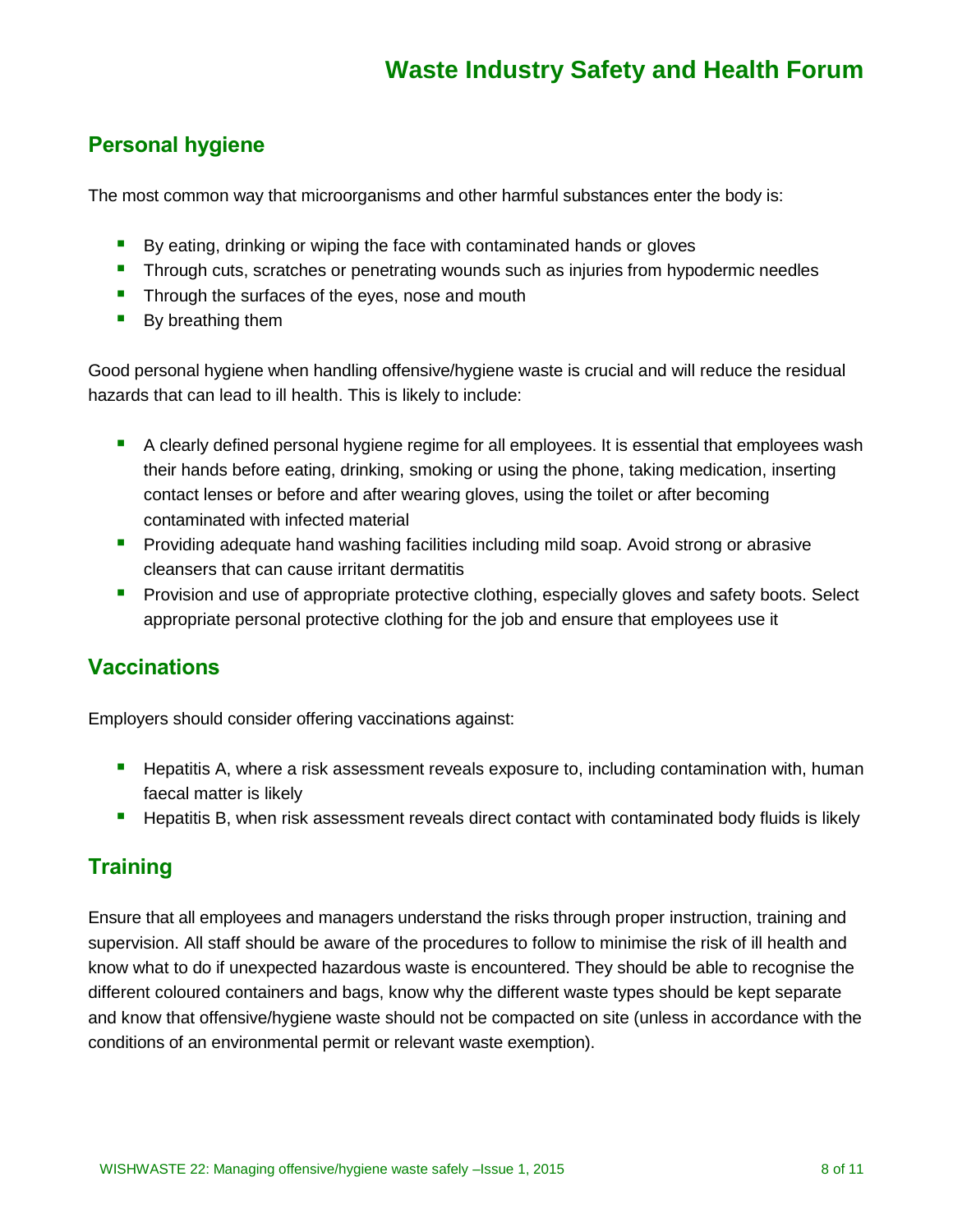## Personal hygiene

The most common way that microorganisms and other harmful substances enter the body is:

- By eating, drinking or wiping the face with contaminated hands or gloves
- Through cuts, scratches or penetrating wounds such as injuries from hypodermic needles
- Through the surfaces of the eyes, nose and mouth
- By breathing them

Good personal hygiene when handling offensive/hygiene waste is crucial and will reduce the residual hazards that can lead to ill health. This is likely to include:

- A clearly defined personal hygiene regime for all employees. It is essential that employees wash their hands before eating, drinking, smoking or using the phone, taking medication, inserting contact lenses or before and after wearing gloves, using the toilet or after becoming contaminated with infected material
- Providing adequate hand washing facilities including mild soap. Avoid strong or abrasive cleansers that can cause irritant dermatitis
- Provision and use of appropriate protective clothing, especially gloves and safety boots. Select appropriate personal protective clothing for the job and ensure that employees use it

## Vaccinations

Employers should consider offering vaccinations against:

- Hepatitis A, where a risk assessment reveals exposure to, including contamination with, human faecal matter is likely
- Hepatitis B, when risk assessment reveals direct contact with contaminated body fluids is likely

## Training

Ensure that all employees and managers understand the risks through proper instruction, training and supervision. All staff should be aware of the procedures to follow to minimise the risk of ill health and know what to do if unexpected hazardous waste is encountered. They should be able to recognise the different coloured containers and bags, know why the different waste types should be kept separate and know that offensive/hygiene waste should not be compacted on site (unless in accordance with the conditions of an environmental permit or relevant waste exemption).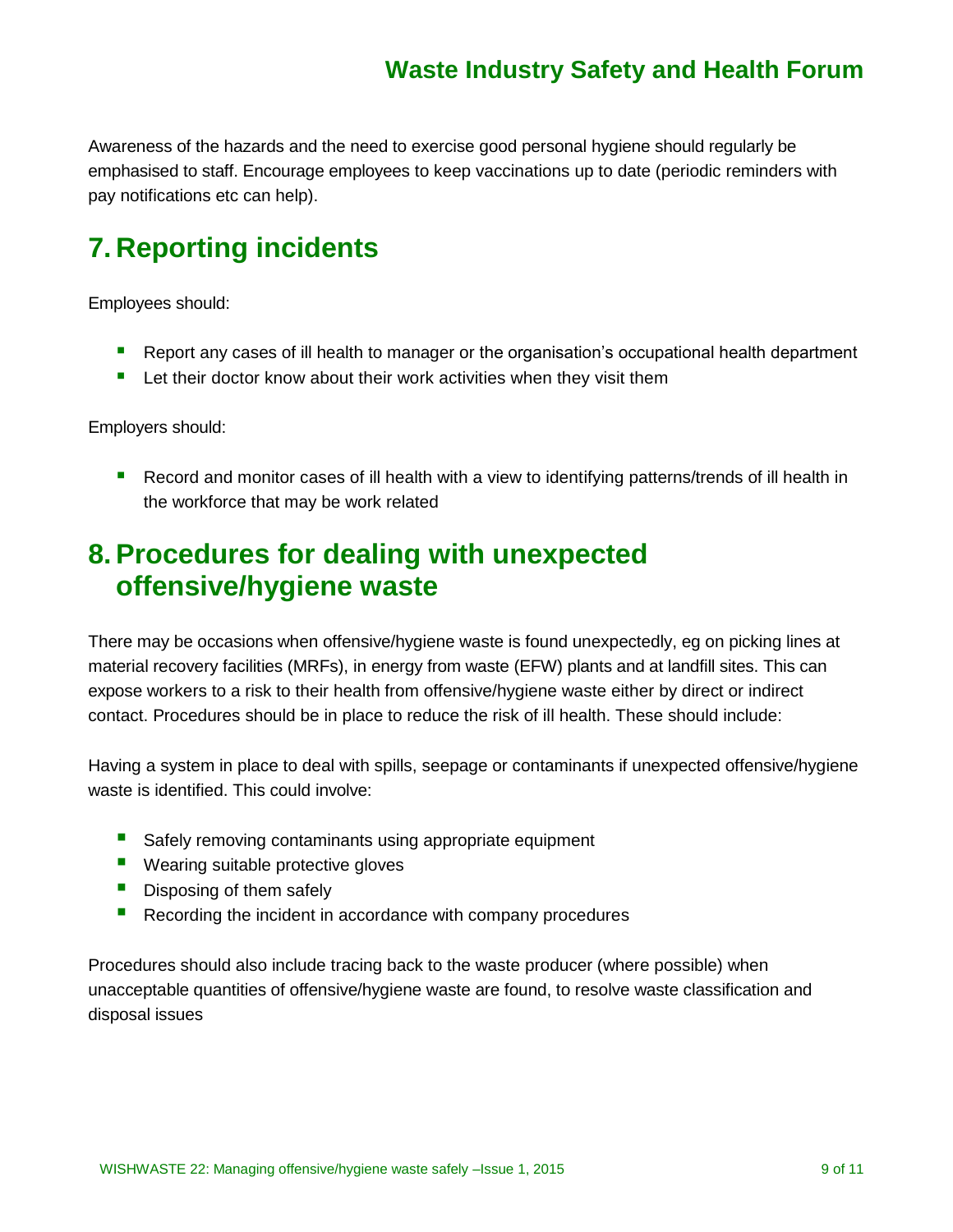Awareness of the hazards and the need to exercise good personal hygiene should regularly be emphasised to staff. Encourage employees to keep vaccinations up to date (periodic reminders with pay notifications etc can help).

# 7. Reporting incidents

Employees should:

- Report any cases of ill health to manager or the organisation's occupational health department
- Let their doctor know about their work activities when they visit them

Employers should:

- Record and monitor cases of ill health with a view to identifying patterns/trends of ill health in the workforce that may be work related

# 8. Procedures for dealing with unexpected offensive/hygiene waste

There may be occasions when offensive/hygiene waste is found unexpectedly, eg on picking lines at material recovery facilities (MRFs), in energy from waste (EFW) plants and at landfill sites. This can expose workers to a risk to their health from offensive/hygiene waste either by direct or indirect contact. Procedures should be in place to reduce the risk of ill health. These should include:

Having a system in place to deal with spills, seepage or contaminants if unexpected offensive/hygiene waste is identified. This could involve:

- Safely removing contaminants using appropriate equipment
- Wearing suitable protective gloves
- Disposing of them safely
- Recording the incident in accordance with company procedures

Procedures should also include tracing back to the waste producer (where possible) when unacceptable quantities of offensive/hygiene waste are found, to resolve waste classification and disposal issues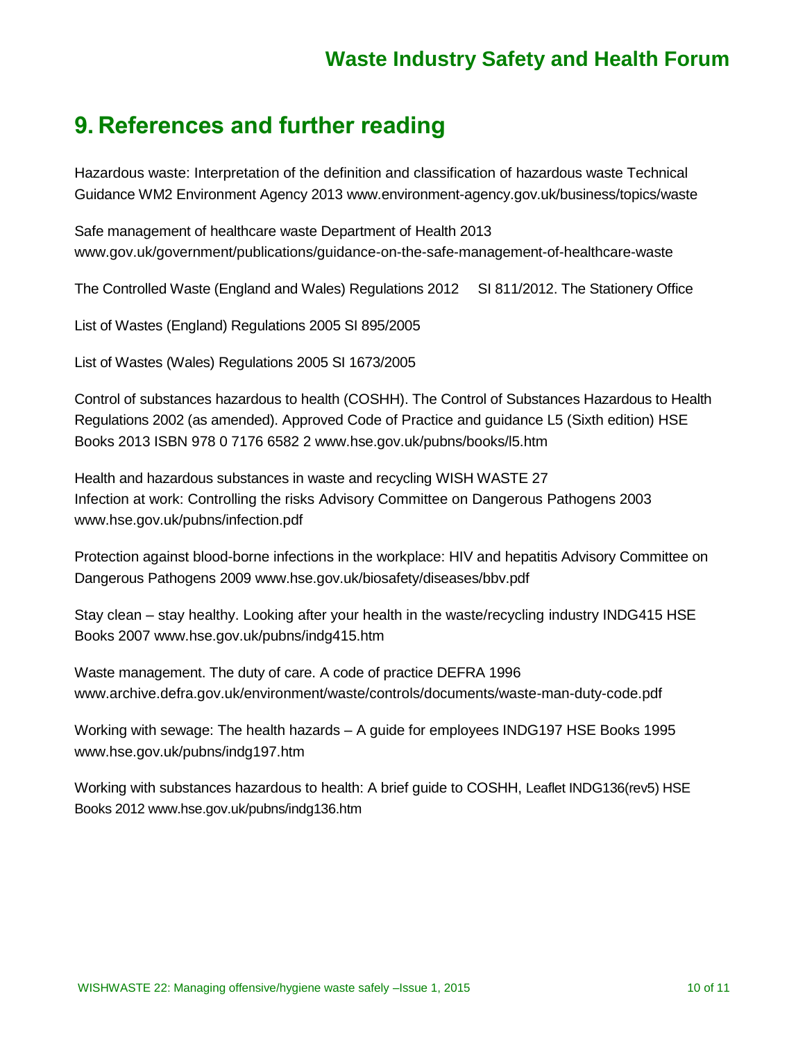# 9. References and further reading

Hazardous waste: Interpretation of the definition and classification of hazardous waste Technical Guidance WM2 Environment Agency 2013 www.environment-agency.gov.uk/business/topics/waste

Safe management of healthcare waste Department of Health 2013 www.gov.uk/government/publications/guidance-on-the-safe-management-of-healthcare-waste

The Controlled Waste (England and Wales) Regulations 2012 SI 811/2012. The Stationery Office

List of Wastes (England) Regulations 2005 SI 895/2005

List of Wastes (Wales) Regulations 2005 SI 1673/2005

Control of substances hazardous to health (COSHH). The Control of Substances Hazardous to Health Regulations 2002 (as amended). Approved Code of Practice and guidance L5 (Sixth edition) HSE Books 2013 ISBN 978 0 7176 6582 2 www.hse.gov.uk/pubns/books/l5.htm

Health and hazardous substances in waste and recycling WISH WASTE 27
Infection at work: Controlling the risks Advisory Committee on Dangerous Pathogens 2003 www.hse.gov.uk/pubns/infection.pdf

Protection against blood-borne infections in the workplace: HIV and hepatitis Advisory Committee on Dangerous Pathogens 2009 www.hse.gov.uk/biosafety/diseases/bbv.pdf

Stay clean – stay healthy. Looking after your health in the waste/recycling industry INDG415 HSE Books 2007 www.hse.gov.uk/pubns/indg415.htm

Waste management. The duty of care. A code of practice DEFRA 1996 www.archive.defra.gov.uk/environment/waste/controls/documents/waste-man-duty-code.pdf

Working with sewage: The health hazards – A guide for employees INDG197 HSE Books 1995 www.hse.gov.uk/pubns/indg197.htm

Working with substances hazardous to health: A brief guide to COSHH, Leaflet INDG136(rev5) HSE Books 2012 www.hse.gov.uk/pubns/indg136.htm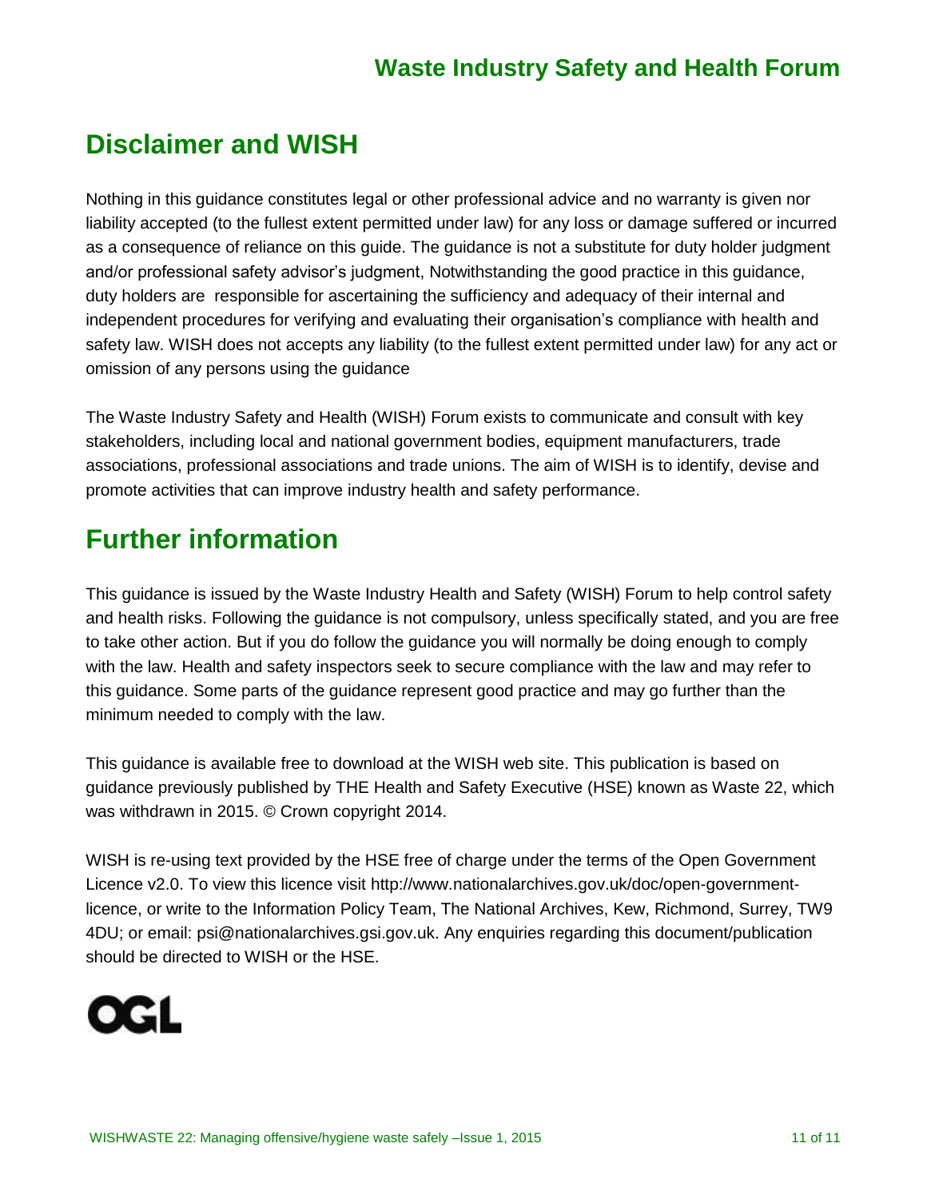## Disclaimer and WISH

Nothing in this guidance constitutes legal or other professional advice and no warranty is given nor liability accepted (to the fullest extent permitted under law) for any loss or damage suffered or incurred as a consequence of reliance on this guide. The guidance is not a substitute for duty holder judgment and/or professional safety advisor's judgment, Notwithstanding the good practice in this guidance, duty holders are responsible for ascertaining the sufficiency and adequacy of their internal and independent procedures for verifying and evaluating their organisation's compliance with health and safety law. WISH does not accepts any liability (to the fullest extent permitted under law) for any act or omission of any persons using the guidance

The Waste Industry Safety and Health (WISH) Forum exists to communicate and consult with key stakeholders, including local and national government bodies, equipment manufacturers, trade associations, professional associations and trade unions. The aim of WISH is to identify, devise and promote activities that can improve industry health and safety performance.

## Further information

This guidance is issued by the Waste Industry Health and Safety (WISH) Forum to help control safety and health risks. Following the guidance is not compulsory, unless specifically stated, and you are free to take other action. But if you do follow the guidance you will normally be doing enough to comply with the law. Health and safety inspectors seek to secure compliance with the law and may refer to this guidance. Some parts of the guidance represent good practice and may go further than the minimum needed to comply with the law.

This guidance is available free to download at the WISH web site. This publication is based on guidance previously published by THE Health and Safety Executive (HSE) known as Waste 22, which was withdrawn in 2015. © Crown copyright 2014.

WISH is re-using text provided by the HSE free of charge under the terms of the Open Government Licence v2.0. To view this licence visit http://www.nationalarchives.gov.uk/doc/open-government-licence, or write to the Information Policy Team, The National Archives, Kew, Richmond, Surrey, TW9 4DU; or email: psi@nationalarchives.gsi.gov.uk. Any enquiries regarding this document/publication should be directed to WISH or the HSE.

OGL